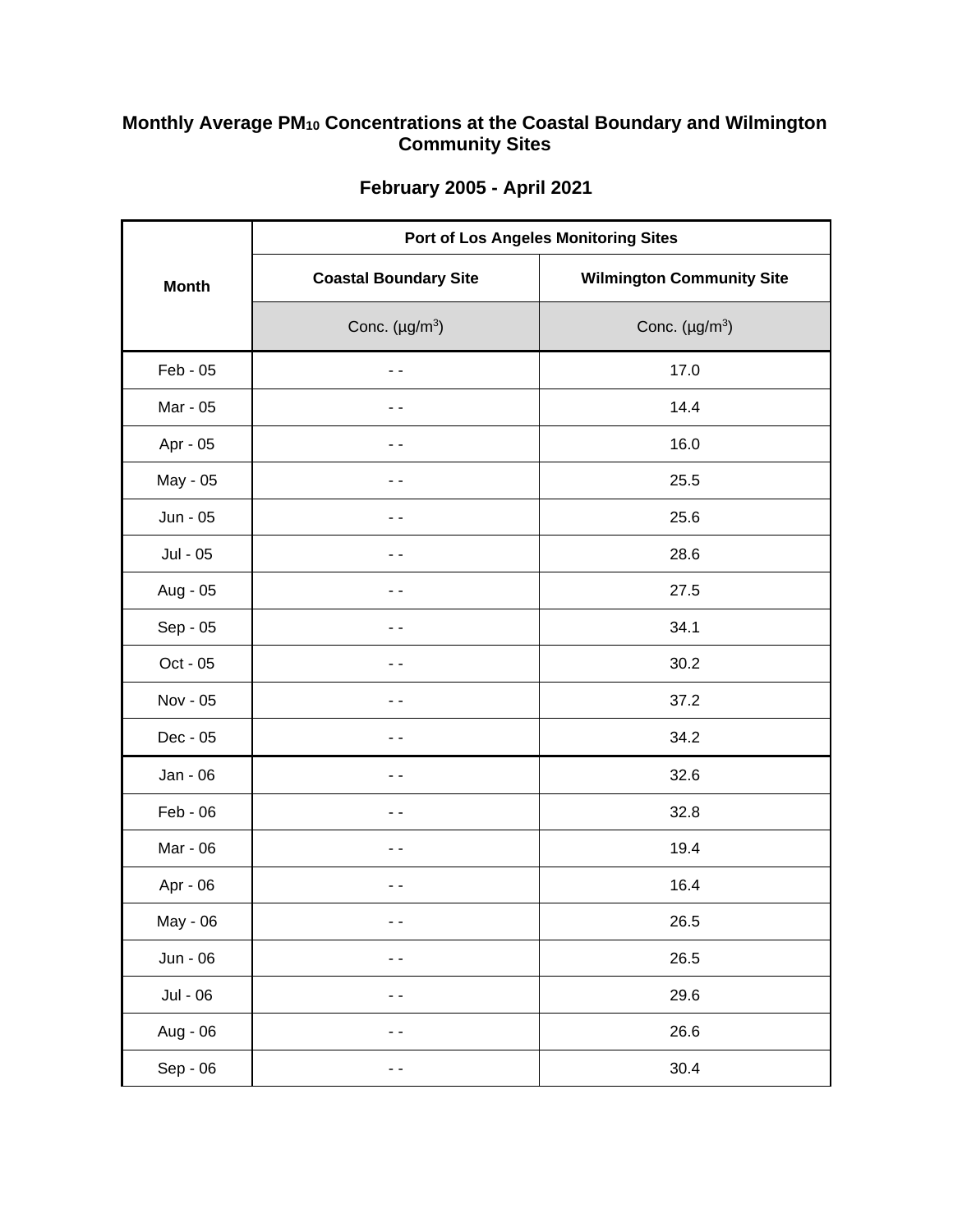# Monthly Average $PM_{10}$ Concentrations at the Coastal Boundary and Wilmington Community Sites

## February 2005 - April 2021

| Month | Port of Los Angeles Monitoring Sites | |
|---|---|---|
| | Coastal Boundary Site | Wilmington Community Site |
| | Conc. (µg/$m^3$) | Conc. (µg/$m^3$) |
| Feb - 05 | - - | 17.0 |
| Mar - 05 | - - | 14.4 |
| Apr - 05 | - - | 16.0 |
| May - 05 | - - | 25.5 |
| Jun - 05 | - - | 25.6 |
| Jul - 05 | - - | 28.6 |
| Aug - 05 | - - | 27.5 |
| Sep - 05 | - - | 34.1 |
| Oct - 05 | - - | 30.2 |
| Nov - 05 | - - | 37.2 |
| Dec - 05 | - - | 34.2 |
| Jan - 06 | - - | 32.6 |
| Feb - 06 | - - | 32.8 |
| Mar - 06 | - - | 19.4 |
| Apr - 06 | - - | 16.4 |
| May - 06 | - - | 26.5 |
| Jun - 06 | - - | 26.5 |
| Jul - 06 | - - | 29.6 |
| Aug - 06 | - - | 26.6 |
| Sep - 06 | - - | 30.4 |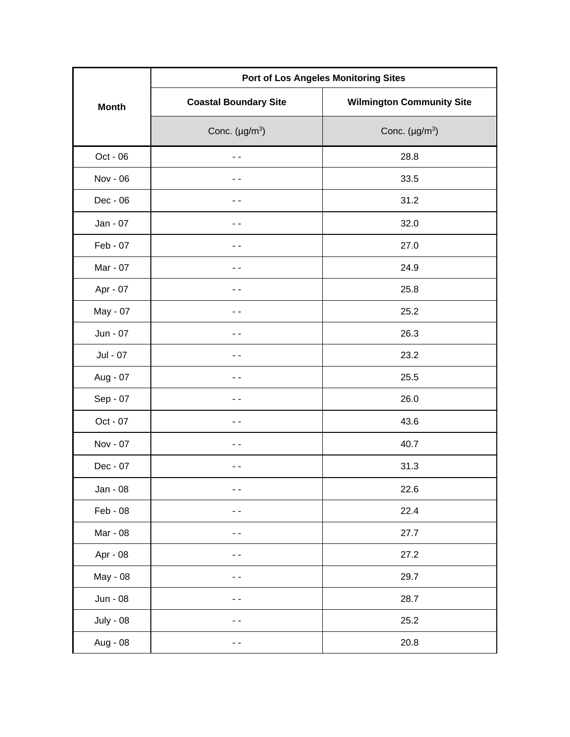| Month | Port of Los Angeles Monitoring Sites | |
|---|---|---|
| | Coastal Boundary Site | Wilmington Community Site |
| | Conc. (μg/m$^3$) | Conc. (μg/m$^3$) |
| Oct - 06 | - - | 28.8 |
| Nov - 06 | - - | 33.5 |
| Dec - 06 | - - | 31.2 |
| Jan - 07 | - - | 32.0 |
| Feb - 07 | - - | 27.0 |
| Mar - 07 | - - | 24.9 |
| Apr - 07 | - - | 25.8 |
| May - 07 | - - | 25.2 |
| Jun - 07 | - - | 26.3 |
| Jul - 07 | - - | 23.2 |
| Aug - 07 | - - | 25.5 |
| Sep - 07 | - - | 26.0 |
| Oct - 07 | - - | 43.6 |
| Nov - 07 | - - | 40.7 |
| Dec - 07 | - - | 31.3 |
| Jan - 08 | - - | 22.6 |
| Feb - 08 | - - | 22.4 |
| Mar - 08 | - - | 27.7 |
| Apr - 08 | - - | 27.2 |
| May - 08 | - - | 29.7 |
| Jun - 08 | - - | 28.7 |
| July - 08 | - - | 25.2 |
| Aug - 08 | - - | 20.8 |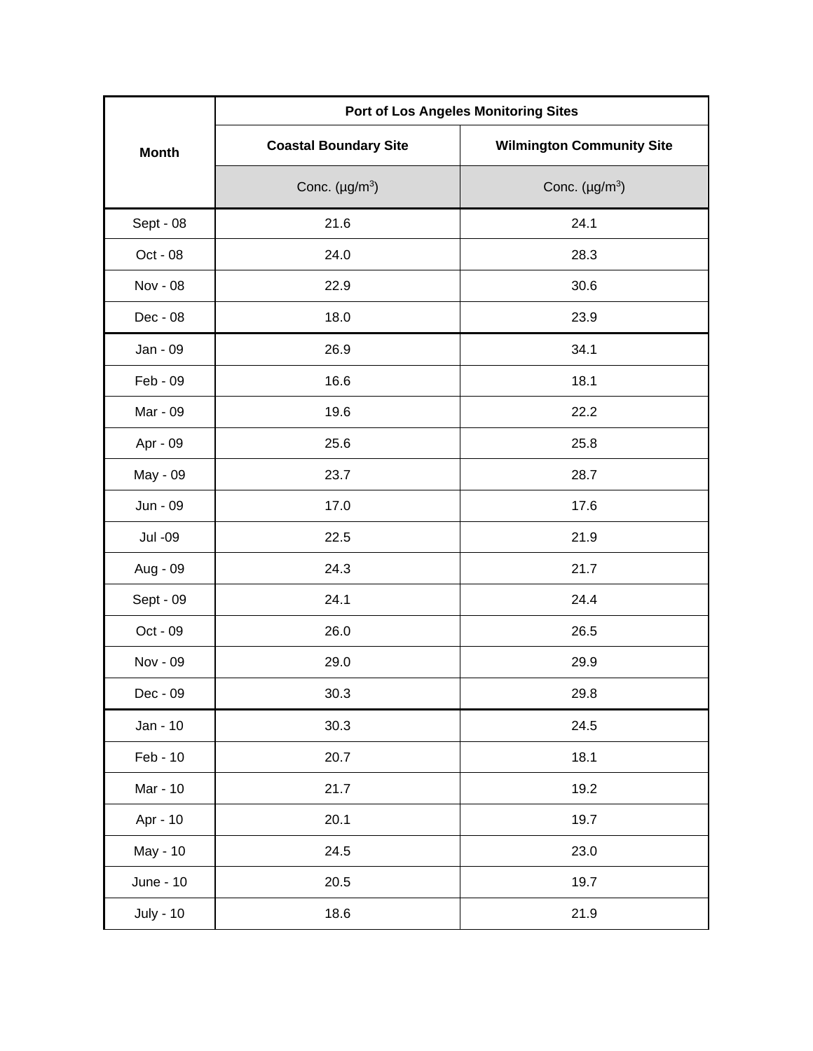| Month | Port of Los Angeles Monitoring Sites | |
|---|---|---|
| | Coastal Boundary Site | Wilmington Community Site |
| | Conc. (μg/m$^3$) | Conc. (μg/m$^3$) |
| Sept - 08 | 21.6 | 24.1 |
| Oct - 08 | 24.0 | 28.3 |
| Nov - 08 | 22.9 | 30.6 |
| Dec - 08 | 18.0 | 23.9 |
| Jan - 09 | 26.9 | 34.1 |
| Feb - 09 | 16.6 | 18.1 |
| Mar - 09 | 19.6 | 22.2 |
| Apr - 09 | 25.6 | 25.8 |
| May - 09 | 23.7 | 28.7 |
| Jun - 09 | 17.0 | 17.6 |
| Jul -09 | 22.5 | 21.9 |
| Aug - 09 | 24.3 | 21.7 |
| Sept - 09 | 24.1 | 24.4 |
| Oct - 09 | 26.0 | 26.5 |
| Nov - 09 | 29.0 | 29.9 |
| Dec - 09 | 30.3 | 29.8 |
| Jan - 10 | 30.3 | 24.5 |
| Feb - 10 | 20.7 | 18.1 |
| Mar - 10 | 21.7 | 19.2 |
| Apr - 10 | 20.1 | 19.7 |
| May - 10 | 24.5 | 23.0 |
| June - 10 | 20.5 | 19.7 |
| July - 10 | 18.6 | 21.9 |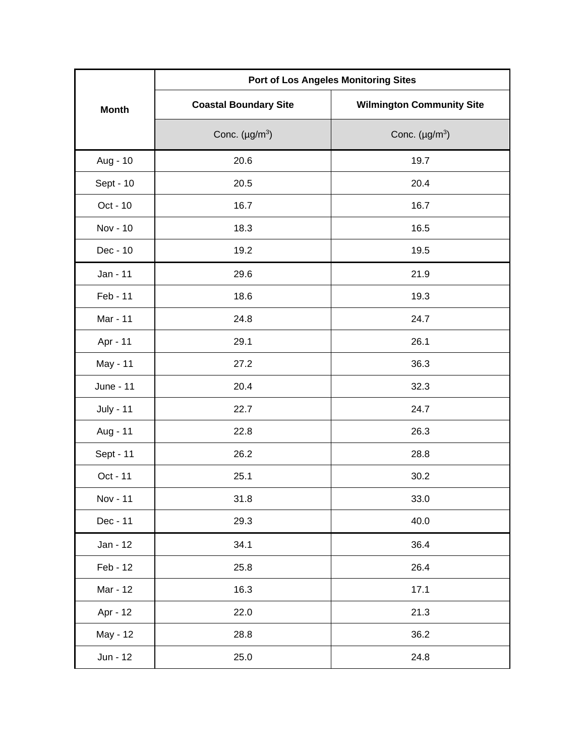| Month | Port of Los Angeles Monitoring Sites | |
|---|---|---|
| | Coastal Boundary Site | Wilmington Community Site |
| | Conc. (μg/m$^3$) | Conc. (μg/m$^3$) |
| Aug - 10 | 20.6 | 19.7 |
| Sept - 10 | 20.5 | 20.4 |
| Oct - 10 | 16.7 | 16.7 |
| Nov - 10 | 18.3 | 16.5 |
| Dec - 10 | 19.2 | 19.5 |
| Jan - 11 | 29.6 | 21.9 |
| Feb - 11 | 18.6 | 19.3 |
| Mar - 11 | 24.8 | 24.7 |
| Apr - 11 | 29.1 | 26.1 |
| May - 11 | 27.2 | 36.3 |
| June - 11 | 20.4 | 32.3 |
| July - 11 | 22.7 | 24.7 |
| Aug - 11 | 22.8 | 26.3 |
| Sept - 11 | 26.2 | 28.8 |
| Oct - 11 | 25.1 | 30.2 |
| Nov - 11 | 31.8 | 33.0 |
| Dec - 11 | 29.3 | 40.0 |
| Jan - 12 | 34.1 | 36.4 |
| Feb - 12 | 25.8 | 26.4 |
| Mar - 12 | 16.3 | 17.1 |
| Apr - 12 | 22.0 | 21.3 |
| May - 12 | 28.8 | 36.2 |
| Jun - 12 | 25.0 | 24.8 |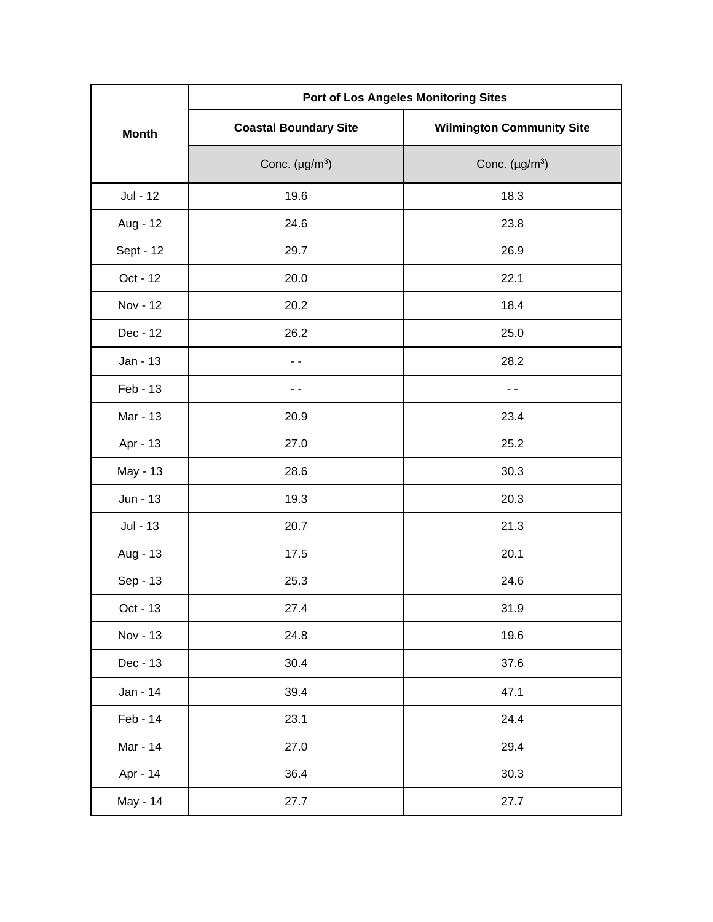| Month | Port of Los Angeles Monitoring Sites | |
|---|---|---|
| | Coastal Boundary Site | Wilmington Community Site |
| | Conc. (μg/m$^3$) | Conc. (μg/m$^3$) |
| Jul - 12 | 19.6 | 18.3 |
| Aug - 12 | 24.6 | 23.8 |
| Sept - 12 | 29.7 | 26.9 |
| Oct - 12 | 20.0 | 22.1 |
| Nov - 12 | 20.2 | 18.4 |
| Dec - 12 | 26.2 | 25.0 |
| Jan - 13 | - - | 28.2 |
| Feb - 13 | - - | - - |
| Mar - 13 | 20.9 | 23.4 |
| Apr - 13 | 27.0 | 25.2 |
| May - 13 | 28.6 | 30.3 |
| Jun - 13 | 19.3 | 20.3 |
| Jul - 13 | 20.7 | 21.3 |
| Aug - 13 | 17.5 | 20.1 |
| Sep - 13 | 25.3 | 24.6 |
| Oct - 13 | 27.4 | 31.9 |
| Nov - 13 | 24.8 | 19.6 |
| Dec - 13 | 30.4 | 37.6 |
| Jan - 14 | 39.4 | 47.1 |
| Feb - 14 | 23.1 | 24.4 |
| Mar - 14 | 27.0 | 29.4 |
| Apr - 14 | 36.4 | 30.3 |
| May - 14 | 27.7 | 27.7 |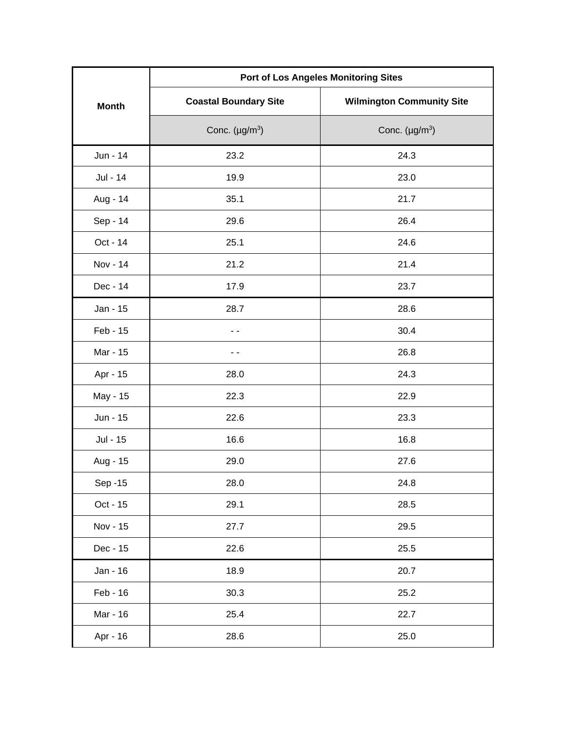| Month | Port of Los Angeles Monitoring Sites | |
|---|---|---|
| | Coastal Boundary Site | Wilmington Community Site |
| | Conc. (μg/m$^3$) | Conc. (μg/m$^3$) |
| Jun - 14 | 23.2 | 24.3 |
| Jul - 14 | 19.9 | 23.0 |
| Aug - 14 | 35.1 | 21.7 |
| Sep - 14 | 29.6 | 26.4 |
| Oct - 14 | 25.1 | 24.6 |
| Nov - 14 | 21.2 | 21.4 |
| Dec - 14 | 17.9 | 23.7 |
| Jan - 15 | 28.7 | 28.6 |
| Feb - 15 | - - | 30.4 |
| Mar - 15 | - - | 26.8 |
| Apr - 15 | 28.0 | 24.3 |
| May - 15 | 22.3 | 22.9 |
| Jun - 15 | 22.6 | 23.3 |
| Jul - 15 | 16.6 | 16.8 |
| Aug - 15 | 29.0 | 27.6 |
| Sep -15 | 28.0 | 24.8 |
| Oct - 15 | 29.1 | 28.5 |
| Nov - 15 | 27.7 | 29.5 |
| Dec - 15 | 22.6 | 25.5 |
| Jan - 16 | 18.9 | 20.7 |
| Feb - 16 | 30.3 | 25.2 |
| Mar - 16 | 25.4 | 22.7 |
| Apr - 16 | 28.6 | 25.0 |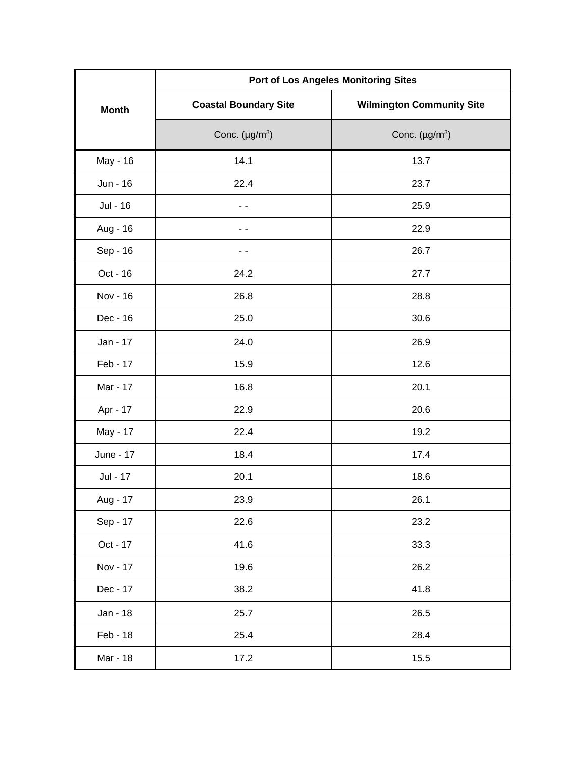| Month | Port of Los Angeles Monitoring Sites | |
|---|---|---|
| | Coastal Boundary Site | Wilmington Community Site |
| | Conc. (μg/m$^3$) | Conc. (μg/m$^3$) |
| May - 16 | 14.1 | 13.7 |
| Jun - 16 | 22.4 | 23.7 |
| Jul - 16 | - - | 25.9 |
| Aug - 16 | - - | 22.9 |
| Sep - 16 | - - | 26.7 |
| Oct - 16 | 24.2 | 27.7 |
| Nov - 16 | 26.8 | 28.8 |
| Dec - 16 | 25.0 | 30.6 |
| Jan - 17 | 24.0 | 26.9 |
| Feb - 17 | 15.9 | 12.6 |
| Mar - 17 | 16.8 | 20.1 |
| Apr - 17 | 22.9 | 20.6 |
| May - 17 | 22.4 | 19.2 |
| June - 17 | 18.4 | 17.4 |
| Jul - 17 | 20.1 | 18.6 |
| Aug - 17 | 23.9 | 26.1 |
| Sep - 17 | 22.6 | 23.2 |
| Oct - 17 | 41.6 | 33.3 |
| Nov - 17 | 19.6 | 26.2 |
| Dec - 17 | 38.2 | 41.8 |
| Jan - 18 | 25.7 | 26.5 |
| Feb - 18 | 25.4 | 28.4 |
| Mar - 18 | 17.2 | 15.5 |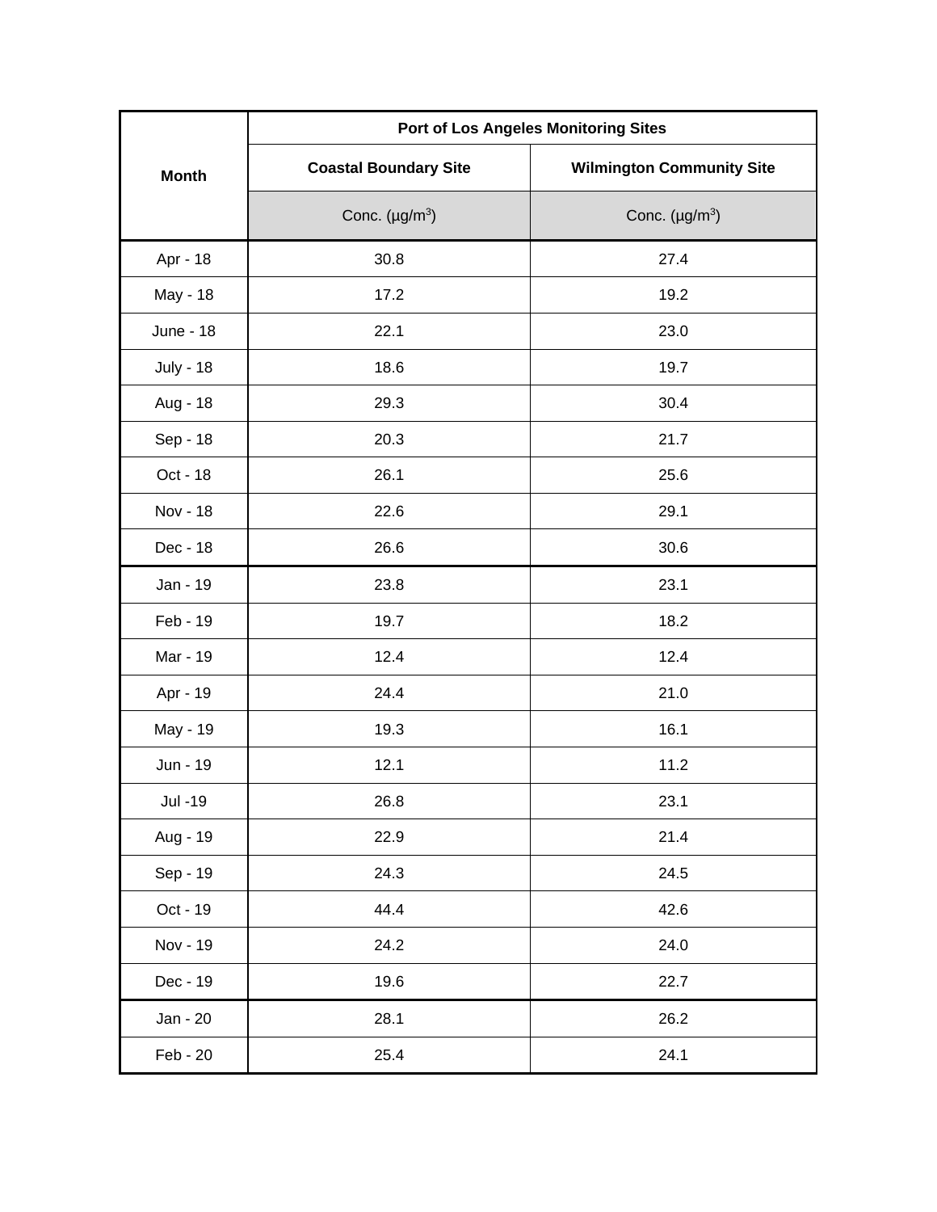| Month | Port of Los Angeles Monitoring Sites | |
|---|---|---|
| | Coastal Boundary Site | Wilmington Community Site |
| | Conc. (µg/m$^3$) | Conc. (µg/m$^3$) |
| Apr - 18 | 30.8 | 27.4 |
| May - 18 | 17.2 | 19.2 |
| June - 18 | 22.1 | 23.0 |
| July - 18 | 18.6 | 19.7 |
| Aug - 18 | 29.3 | 30.4 |
| Sep - 18 | 20.3 | 21.7 |
| Oct - 18 | 26.1 | 25.6 |
| Nov - 18 | 22.6 | 29.1 |
| Dec - 18 | 26.6 | 30.6 |
| Jan - 19 | 23.8 | 23.1 |
| Feb - 19 | 19.7 | 18.2 |
| Mar - 19 | 12.4 | 12.4 |
| Apr - 19 | 24.4 | 21.0 |
| May - 19 | 19.3 | 16.1 |
| Jun - 19 | 12.1 | 11.2 |
| Jul -19 | 26.8 | 23.1 |
| Aug - 19 | 22.9 | 21.4 |
| Sep - 19 | 24.3 | 24.5 |
| Oct - 19 | 44.4 | 42.6 |
| Nov - 19 | 24.2 | 24.0 |
| Dec - 19 | 19.6 | 22.7 |
| Jan - 20 | 28.1 | 26.2 |
| Feb - 20 | 25.4 | 24.1 |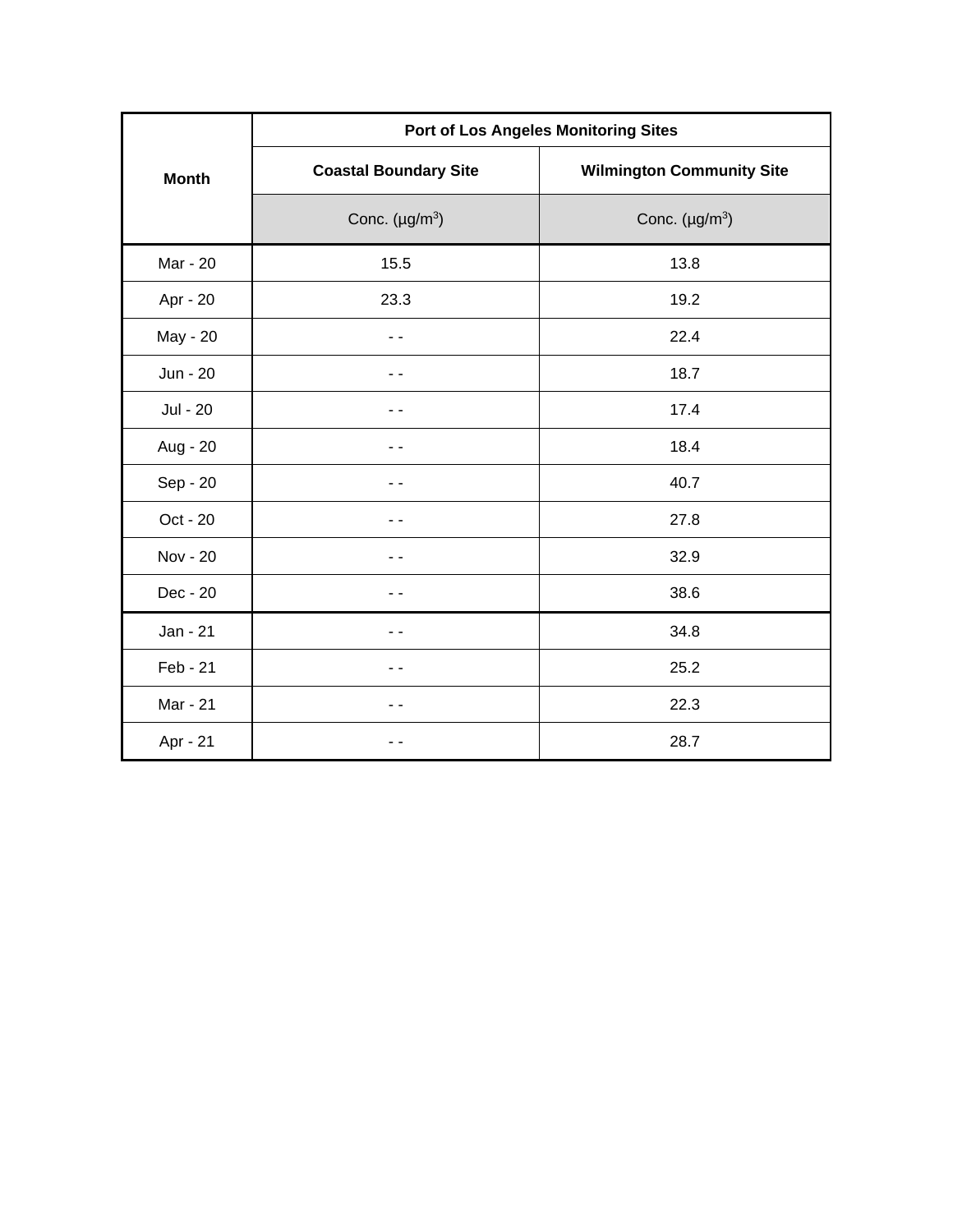| Month | Port of Los Angeles Monitoring Sites | |
|---|---|---|
| | Coastal Boundary Site | Wilmington Community Site |
| | Conc. (µg/m$^3$) | Conc. (µg/m$^3$) |
| Mar - 20 | 15.5 | 13.8 |
| Apr - 20 | 23.3 | 19.2 |
| May - 20 | - - | 22.4 |
| Jun - 20 | - - | 18.7 |
| Jul - 20 | - - | 17.4 |
| Aug - 20 | - - | 18.4 |
| Sep - 20 | - - | 40.7 |
| Oct - 20 | - - | 27.8 |
| Nov - 20 | - - | 32.9 |
| Dec - 20 | - - | 38.6 |
| Jan - 21 | - - | 34.8 |
| Feb - 21 | - - | 25.2 |
| Mar - 21 | - - | 22.3 |
| Apr - 21 | - - | 28.7 |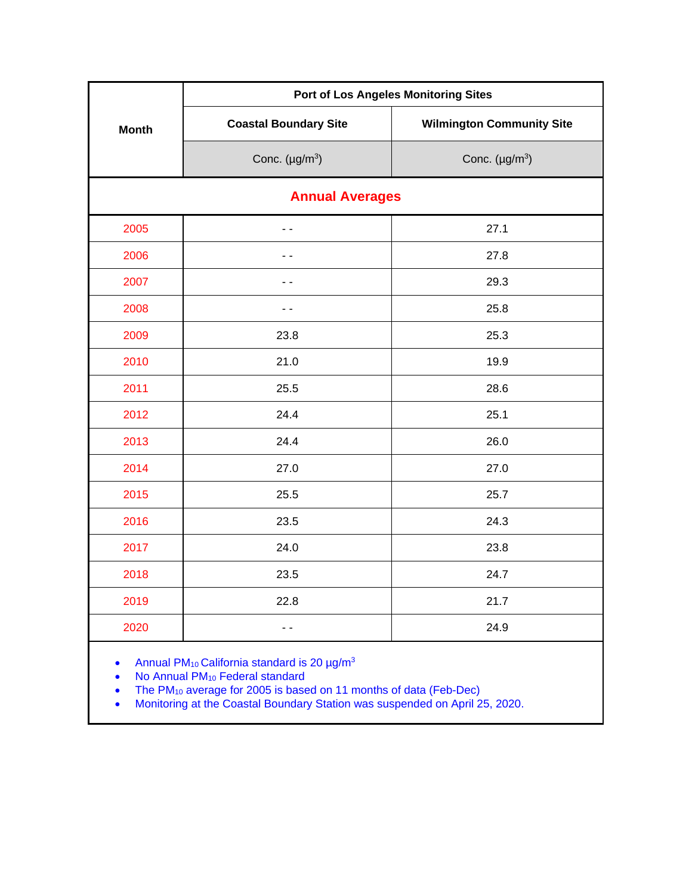| Month | Port of Los Angeles Monitoring Sites | |
|---|---|---|
| | Coastal Boundary Site | Wilmington Community Site |
| | Conc. (µg/m$^3$) | Conc. (µg/m$^3$) |
| **Annual Averages** | | |
| 2005 | - - | 27.1 |
| 2006 | - - | 27.8 |
| 2007 | - - | 29.3 |
| 2008 | - - | 25.8 |
| 2009 | 23.8 | 25.3 |
| 2010 | 21.0 | 19.9 |
| 2011 | 25.5 | 28.6 |
| 2012 | 24.4 | 25.1 |
| 2013 | 24.4 | 26.0 |
| 2014 | 27.0 | 27.0 |
| 2015 | 25.5 | 25.7 |
| 2016 | 23.5 | 24.3 |
| 2017 | 24.0 | 23.8 |
| 2018 | 23.5 | 24.7 |
| 2019 | 22.8 | 21.7 |
| 2020 | - - | 24.9 |

- Annual $PM_{10}$ California standard is 20 µg/m$^3$
- No Annual $PM_{10}$ Federal standard
- The $PM_{10}$ average for 2005 is based on 11 months of data (Feb-Dec)
- Monitoring at the Coastal Boundary Station was suspended on April 25, 2020.